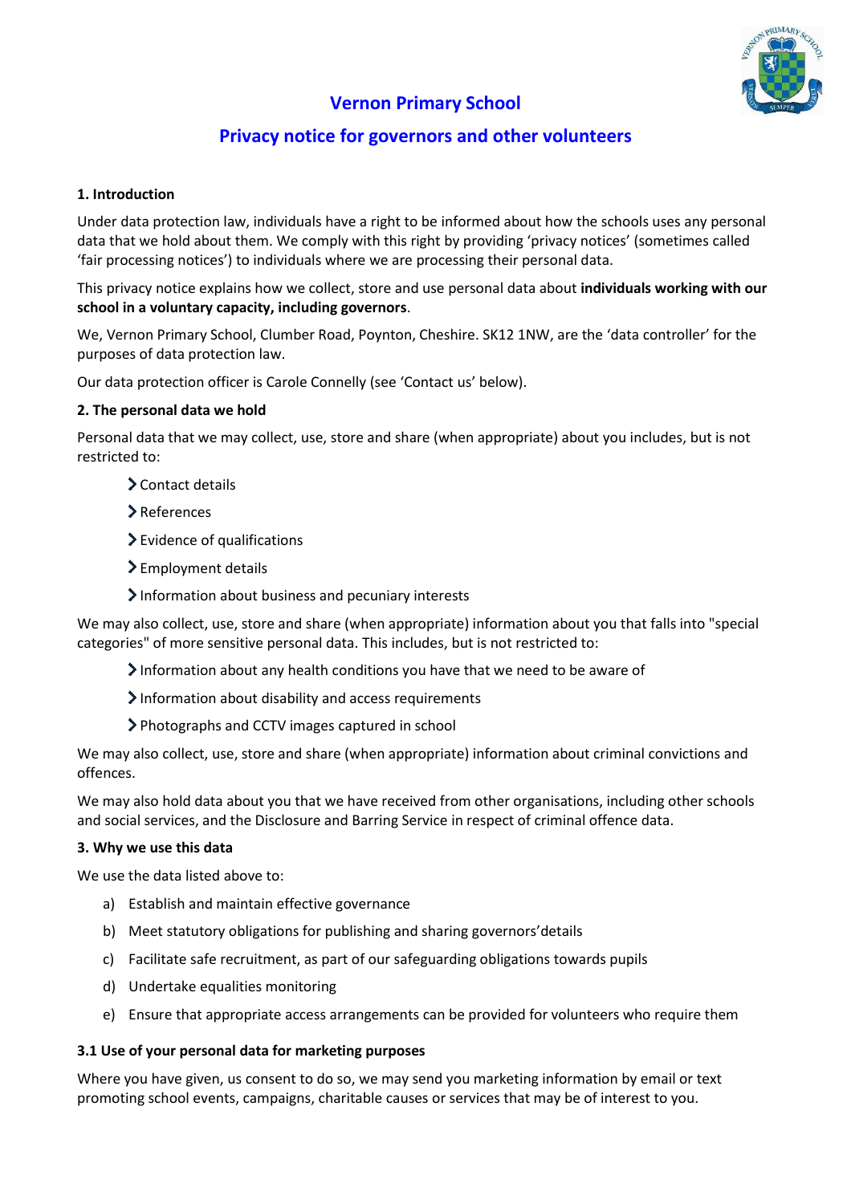# Vernon Primary School

## Privacy notice for governors and other volunteers

### 1. Introduction

Under data protection law, individuals have a right to be informed about how the schools uses any personal data that we hold about them. We comply with this right by providing 'privacy notices' (sometimes called 'fair processing notices') to individuals where we are processing their personal data.

This privacy notice explains how we collect, store and use personal data about **individuals working with our school in a voluntary capacity, including governors**.

We, Vernon Primary School, Clumber Road, Poynton, Cheshire. SK12 1NW, are the 'data controller' for the purposes of data protection law.

Our data protection officer is Carole Connelly (see 'Contact us' below).

### 2. The personal data we hold

Personal data that we may collect, use, store and share (when appropriate) about you includes, but is not restricted to:

- Contact details
- References
- Evidence of qualifications
- Employment details
- Information about business and pecuniary interests

We may also collect, use, store and share (when appropriate) information about you that falls into "special categories" of more sensitive personal data. This includes, but is not restricted to:

- Information about any health conditions you have that we need to be aware of
- Information about disability and access requirements
- Photographs and CCTV images captured in school

We may also collect, use, store and share (when appropriate) information about criminal convictions and offences.

We may also hold data about you that we have received from other organisations, including other schools and social services, and the Disclosure and Barring Service in respect of criminal offence data.

### 3. Why we use this data

We use the data listed above to:

a) Establish and maintain effective governance

b) Meet statutory obligations for publishing and sharing governors'details

c) Facilitate safe recruitment, as part of our safeguarding obligations towards pupils

d) Undertake equalities monitoring

e) Ensure that appropriate access arrangements can be provided for volunteers who require them

### 3.1 Use of your personal data for marketing purposes

Where you have given, us consent to do so, we may send you marketing information by email or text promoting school events, campaigns, charitable causes or services that may be of interest to you.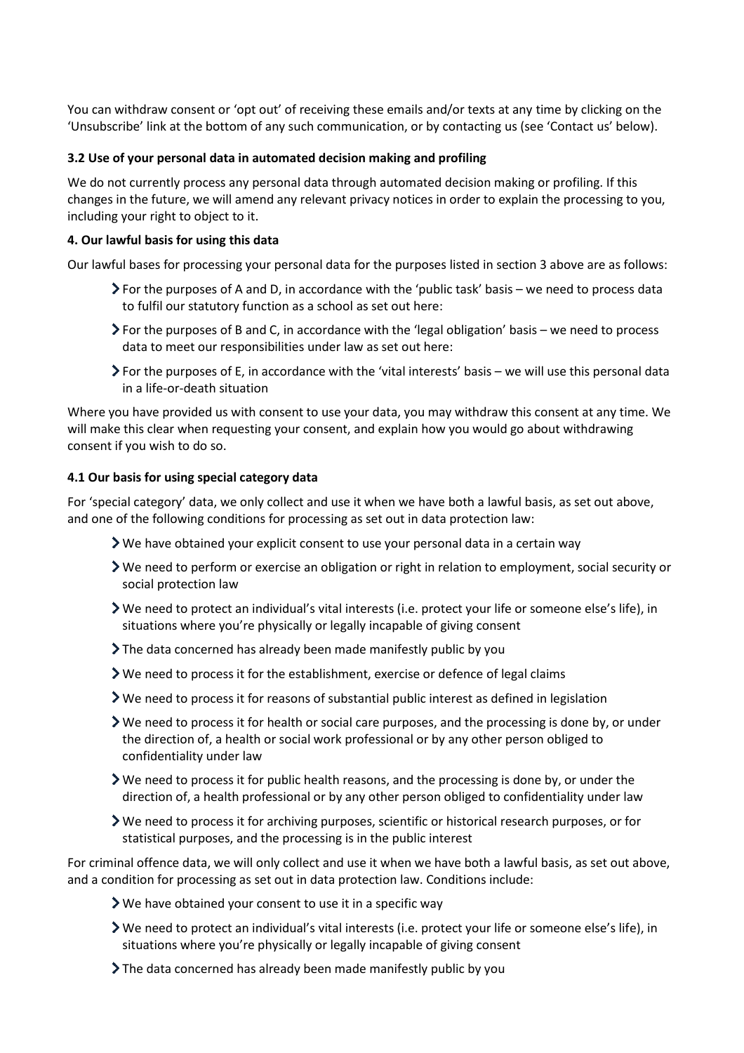You can withdraw consent or 'opt out' of receiving these emails and/or texts at any time by clicking on the 'Unsubscribe' link at the bottom of any such communication, or by contacting us (see 'Contact us' below).

**3.2 Use of your personal data in automated decision making and profiling**

We do not currently process any personal data through automated decision making or profiling. If this changes in the future, we will amend any relevant privacy notices in order to explain the processing to you, including your right to object to it.

**4. Our lawful basis for using this data**

Our lawful bases for processing your personal data for the purposes listed in section 3 above are as follows:

- For the purposes of A and D, in accordance with the 'public task' basis – we need to process data to fulfil our statutory function as a school as set out here:
- For the purposes of B and C, in accordance with the 'legal obligation' basis – we need to process data to meet our responsibilities under law as set out here:
- For the purposes of E, in accordance with the 'vital interests' basis – we will use this personal data in a life-or-death situation

Where you have provided us with consent to use your data, you may withdraw this consent at any time. We will make this clear when requesting your consent, and explain how you would go about withdrawing consent if you wish to do so.

**4.1 Our basis for using special category data**

For 'special category' data, we only collect and use it when we have both a lawful basis, as set out above, and one of the following conditions for processing as set out in data protection law:

- We have obtained your explicit consent to use your personal data in a certain way
- We need to perform or exercise an obligation or right in relation to employment, social security or social protection law
- We need to protect an individual's vital interests (i.e. protect your life or someone else's life), in situations where you're physically or legally incapable of giving consent
- The data concerned has already been made manifestly public by you
- We need to process it for the establishment, exercise or defence of legal claims
- We need to process it for reasons of substantial public interest as defined in legislation
- We need to process it for health or social care purposes, and the processing is done by, or under the direction of, a health or social work professional or by any other person obliged to confidentiality under law
- We need to process it for public health reasons, and the processing is done by, or under the direction of, a health professional or by any other person obliged to confidentiality under law
- We need to process it for archiving purposes, scientific or historical research purposes, or for statistical purposes, and the processing is in the public interest

For criminal offence data, we will only collect and use it when we have both a lawful basis, as set out above, and a condition for processing as set out in data protection law. Conditions include:

- We have obtained your consent to use it in a specific way
- We need to protect an individual's vital interests (i.e. protect your life or someone else's life), in situations where you're physically or legally incapable of giving consent
- The data concerned has already been made manifestly public by you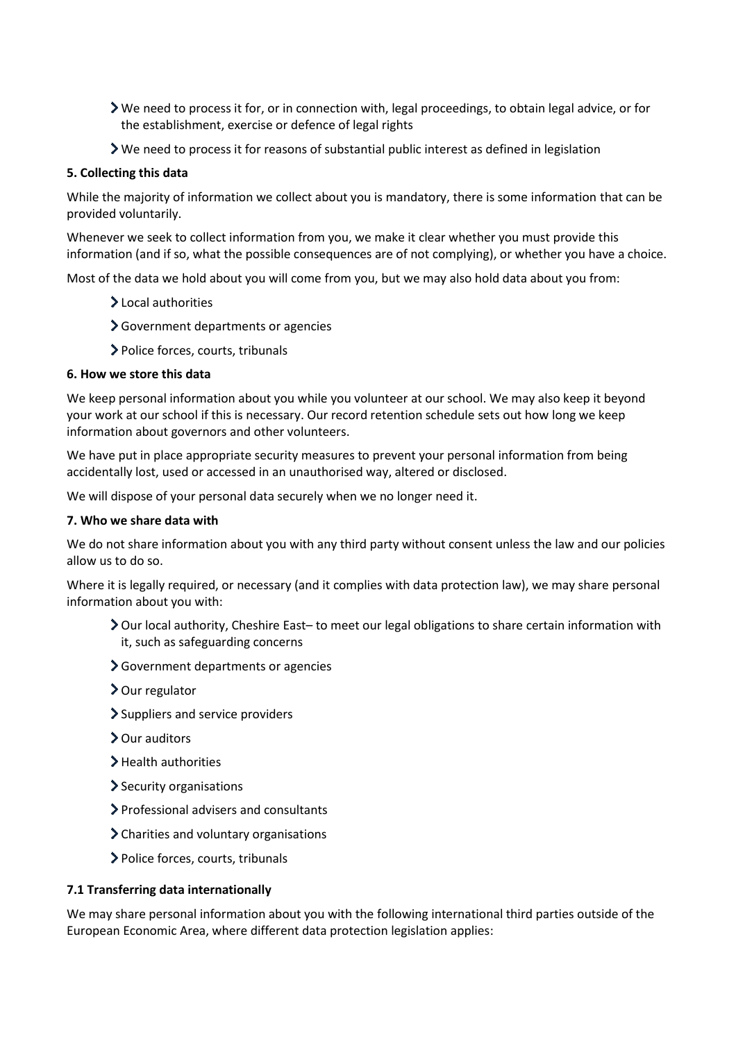- We need to process it for, or in connection with, legal proceedings, to obtain legal advice, or for the establishment, exercise or defence of legal rights
- We need to process it for reasons of substantial public interest as defined in legislation

**5. Collecting this data**

While the majority of information we collect about you is mandatory, there is some information that can be provided voluntarily.

Whenever we seek to collect information from you, we make it clear whether you must provide this information (and if so, what the possible consequences are of not complying), or whether you have a choice.

Most of the data we hold about you will come from you, but we may also hold data about you from:

- Local authorities
- Government departments or agencies
- Police forces, courts, tribunals

**6. How we store this data**

We keep personal information about you while you volunteer at our school. We may also keep it beyond your work at our school if this is necessary. Our record retention schedule sets out how long we keep information about governors and other volunteers.

We have put in place appropriate security measures to prevent your personal information from being accidentally lost, used or accessed in an unauthorised way, altered or disclosed.

We will dispose of your personal data securely when we no longer need it.

**7. Who we share data with**

We do not share information about you with any third party without consent unless the law and our policies allow us to do so.

Where it is legally required, or necessary (and it complies with data protection law), we may share personal information about you with:

- Our local authority, Cheshire East– to meet our legal obligations to share certain information with it, such as safeguarding concerns
- Government departments or agencies
- Our regulator
- Suppliers and service providers
- Our auditors
- Health authorities
- Security organisations
- Professional advisers and consultants
- Charities and voluntary organisations
- Police forces, courts, tribunals

**7.1 Transferring data internationally**

We may share personal information about you with the following international third parties outside of the European Economic Area, where different data protection legislation applies: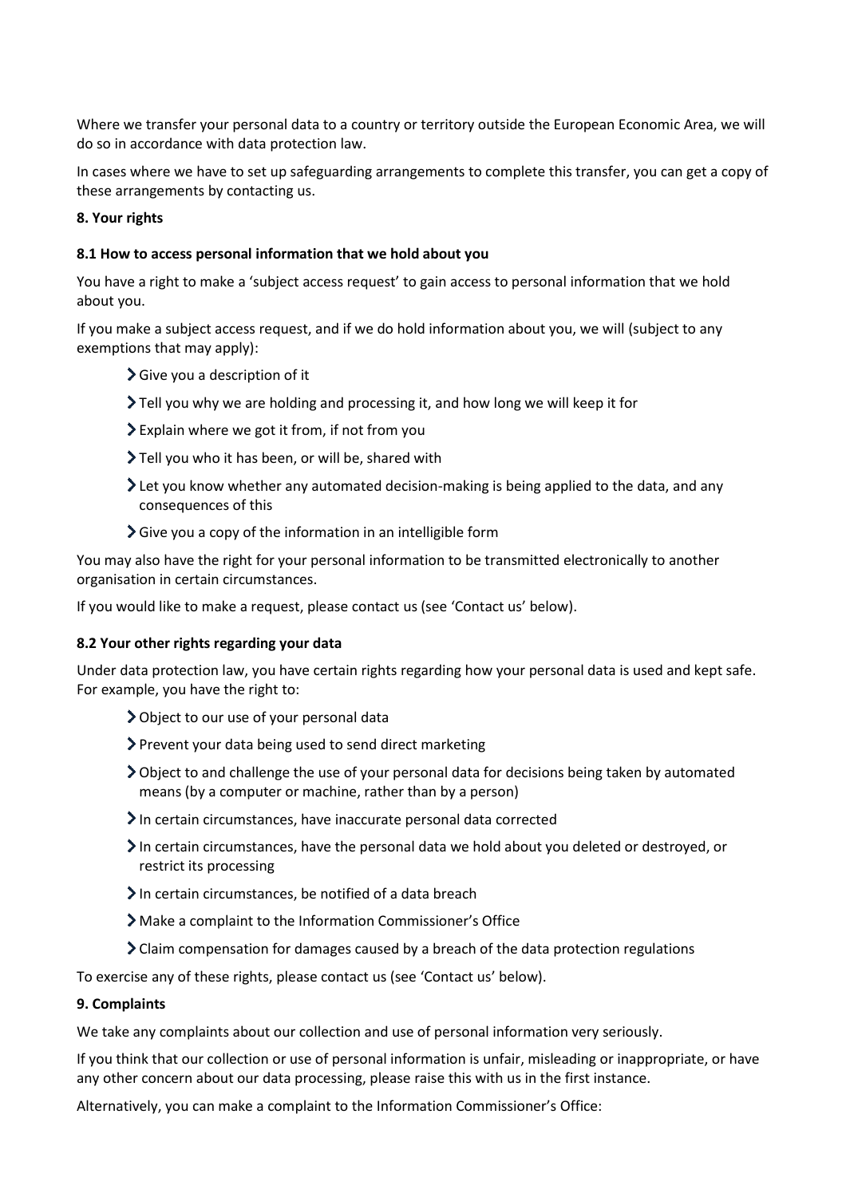Where we transfer your personal data to a country or territory outside the European Economic Area, we will do so in accordance with data protection law.

In cases where we have to set up safeguarding arrangements to complete this transfer, you can get a copy of these arrangements by contacting us.

### 8. Your rights

#### 8.1 How to access personal information that we hold about you

You have a right to make a 'subject access request' to gain access to personal information that we hold about you.

If you make a subject access request, and if we do hold information about you, we will (subject to any exemptions that may apply):

- Give you a description of it
- Tell you why we are holding and processing it, and how long we will keep it for
- Explain where we got it from, if not from you
- Tell you who it has been, or will be, shared with
- Let you know whether any automated decision-making is being applied to the data, and any consequences of this
- Give you a copy of the information in an intelligible form

You may also have the right for your personal information to be transmitted electronically to another organisation in certain circumstances.

If you would like to make a request, please contact us (see 'Contact us' below).

#### 8.2 Your other rights regarding your data

Under data protection law, you have certain rights regarding how your personal data is used and kept safe. For example, you have the right to:

- Object to our use of your personal data
- Prevent your data being used to send direct marketing
- Object to and challenge the use of your personal data for decisions being taken by automated means (by a computer or machine, rather than by a person)
- In certain circumstances, have inaccurate personal data corrected
- In certain circumstances, have the personal data we hold about you deleted or destroyed, or restrict its processing
- In certain circumstances, be notified of a data breach
- Make a complaint to the Information Commissioner's Office
- Claim compensation for damages caused by a breach of the data protection regulations

To exercise any of these rights, please contact us (see 'Contact us' below).

### 9. Complaints

We take any complaints about our collection and use of personal information very seriously.

If you think that our collection or use of personal information is unfair, misleading or inappropriate, or have any other concern about our data processing, please raise this with us in the first instance.

Alternatively, you can make a complaint to the Information Commissioner's Office: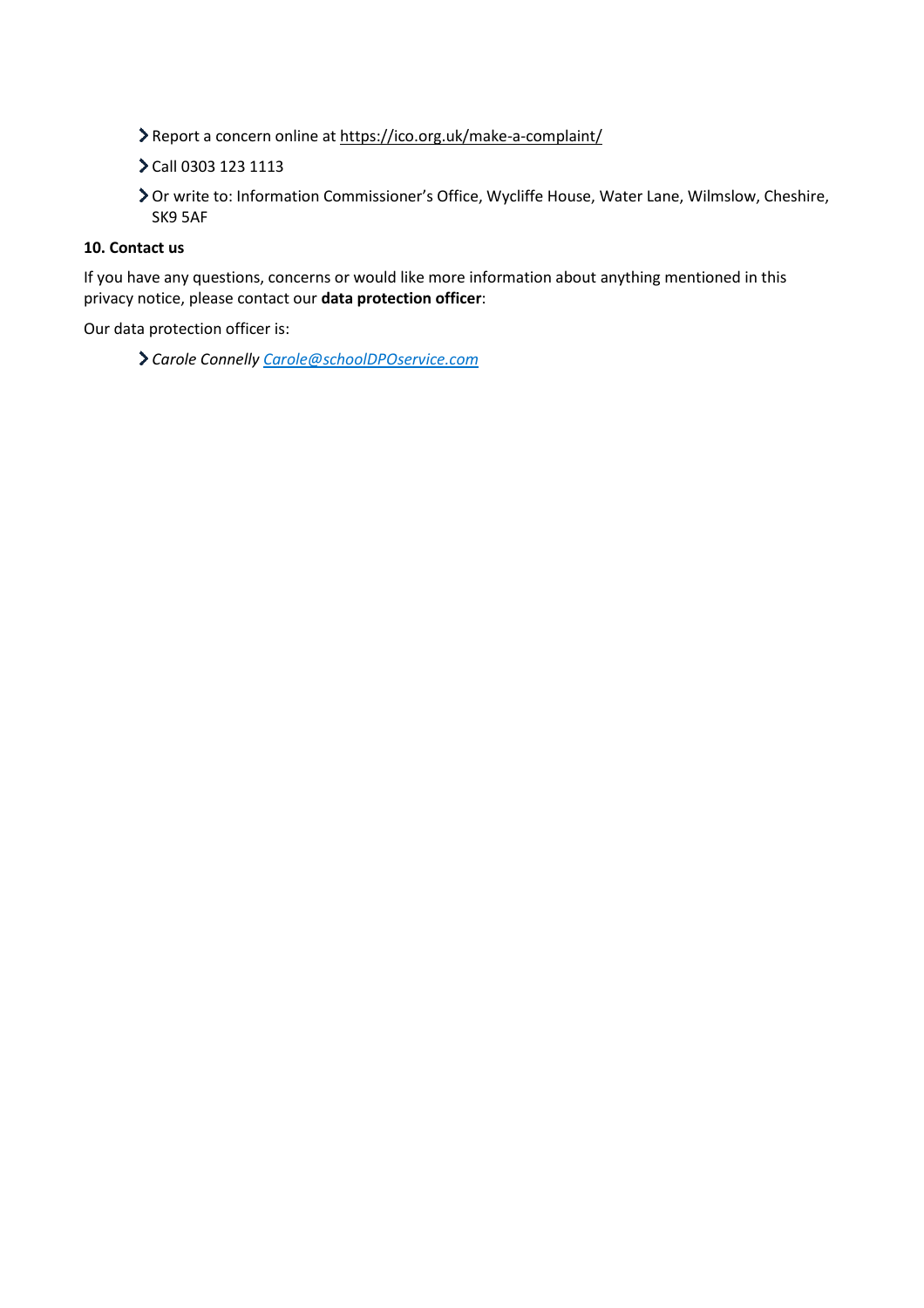- Report a concern online at https://ico.org.uk/make-a-complaint/
- Call 0303 123 1113
- Or write to: Information Commissioner's Office, Wycliffe House, Water Lane, Wilmslow, Cheshire, SK9 5AF

**10. Contact us**

If you have any questions, concerns or would like more information about anything mentioned in this privacy notice, please contact our **data protection officer**:

Our data protection officer is:

- *Carole Connelly [Carole@schoolDPOservice.com](mailto:Carole@schoolDPOservice.com)*